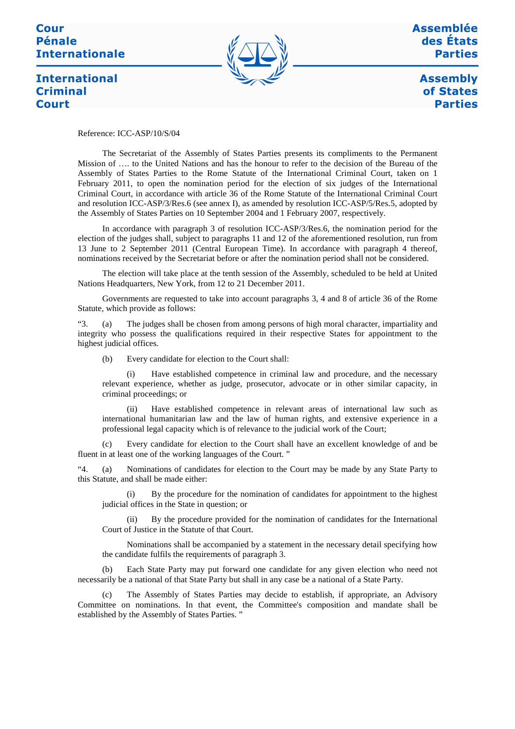Cour Pénale Internationale

International Criminal Court

Assemblée des États Parties

Assembly of States Parties

Reference: ICC-ASP/10/S/04

The Secretariat of the Assembly of States Parties presents its compliments to the Permanent Mission of …. to the United Nations and has the honour to refer to the decision of the Bureau of the Assembly of States Parties to the Rome Statute of the International Criminal Court, taken on 1 February 2011, to open the nomination period for the election of six judges of the International Criminal Court, in accordance with article 36 of the Rome Statute of the International Criminal Court and resolution ICC-ASP/3/Res.6 (see annex I), as amended by resolution ICC-ASP/5/Res.5, adopted by the Assembly of States Parties on 10 September 2004 and 1 February 2007, respectively.

In accordance with paragraph 3 of resolution ICC-ASP/3/Res.6, the nomination period for the election of the judges shall, subject to paragraphs 11 and 12 of the aforementioned resolution, run from 13 June to 2 September 2011 (Central European Time). In accordance with paragraph 4 thereof, nominations received by the Secretariat before or after the nomination period shall not be considered.

The election will take place at the tenth session of the Assembly, scheduled to be held at United Nations Headquarters, New York, from 12 to 21 December 2011.

Governments are requested to take into account paragraphs 3, 4 and 8 of article 36 of the Rome Statute, which provide as follows:

"3. (a) The judges shall be chosen from among persons of high moral character, impartiality and integrity who possess the qualifications required in their respective States for appointment to the highest judicial offices.

(b) Every candidate for election to the Court shall:

(i) Have established competence in criminal law and procedure, and the necessary relevant experience, whether as judge, prosecutor, advocate or in other similar capacity, in criminal proceedings; or

(ii) Have established competence in relevant areas of international law such as international humanitarian law and the law of human rights, and extensive experience in a professional legal capacity which is of relevance to the judicial work of the Court;

(c) Every candidate for election to the Court shall have an excellent knowledge of and be fluent in at least one of the working languages of the Court. "

"4. (a) Nominations of candidates for election to the Court may be made by any State Party to this Statute, and shall be made either:

(i) By the procedure for the nomination of candidates for appointment to the highest judicial offices in the State in question; or

(ii) By the procedure provided for the nomination of candidates for the International Court of Justice in the Statute of that Court.

Nominations shall be accompanied by a statement in the necessary detail specifying how the candidate fulfils the requirements of paragraph 3.

(b) Each State Party may put forward one candidate for any given election who need not necessarily be a national of that State Party but shall in any case be a national of a State Party.

(c) The Assembly of States Parties may decide to establish, if appropriate, an Advisory Committee on nominations. In that event, the Committee's composition and mandate shall be established by the Assembly of States Parties. "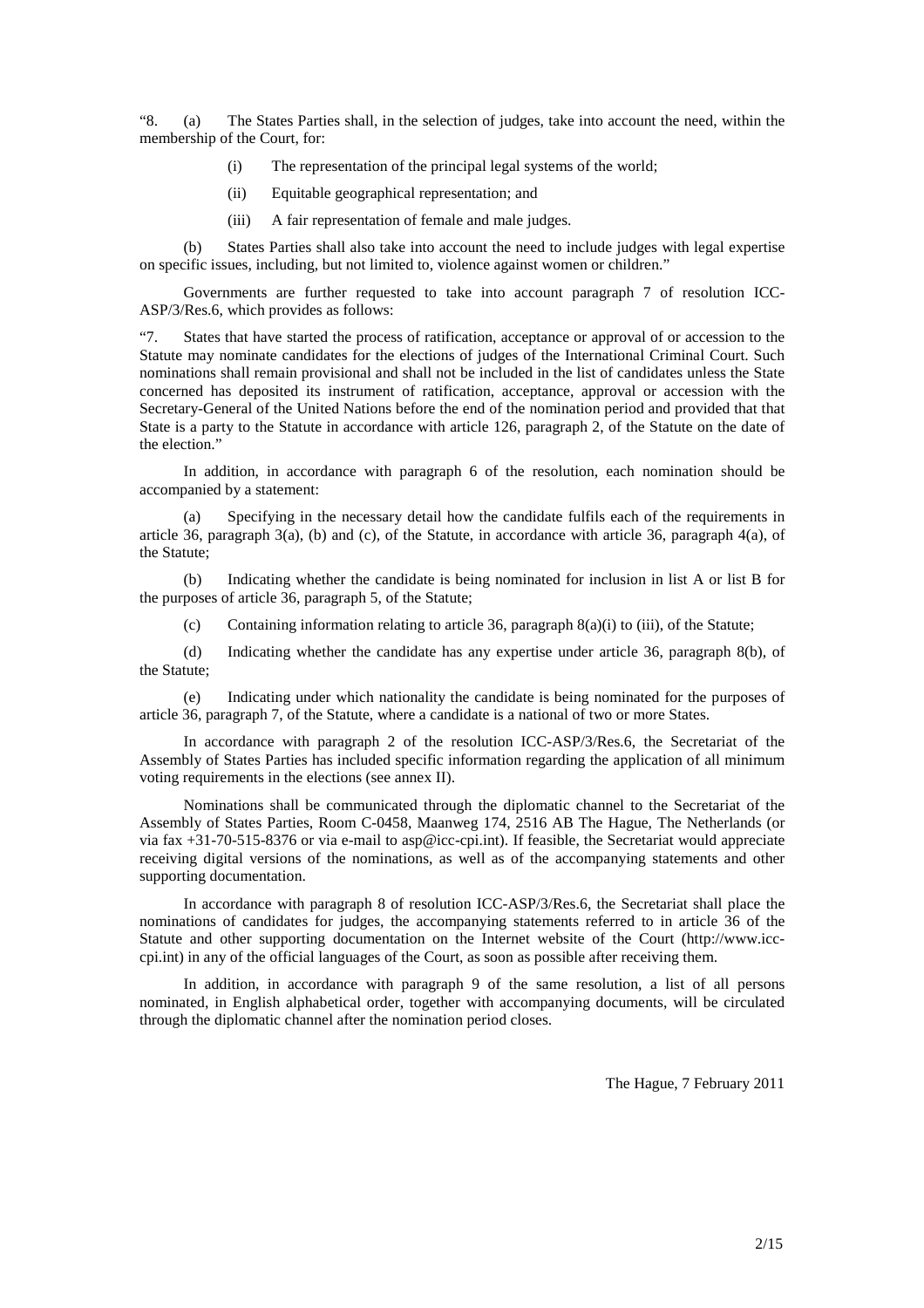"8. (a) The States Parties shall, in the selection of judges, take into account the need, within the membership of the Court, for:

(i) The representation of the principal legal systems of the world;

(ii) Equitable geographical representation; and

(iii) A fair representation of female and male judges.

(b) States Parties shall also take into account the need to include judges with legal expertise on specific issues, including, but not limited to, violence against women or children."

Governments are further requested to take into account paragraph 7 of resolution ICC-ASP/3/Res.6, which provides as follows:

"7. States that have started the process of ratification, acceptance or approval of or accession to the Statute may nominate candidates for the elections of judges of the International Criminal Court. Such nominations shall remain provisional and shall not be included in the list of candidates unless the State concerned has deposited its instrument of ratification, acceptance, approval or accession with the Secretary-General of the United Nations before the end of the nomination period and provided that that State is a party to the Statute in accordance with article 126, paragraph 2, of the Statute on the date of the election."

In addition, in accordance with paragraph 6 of the resolution, each nomination should be accompanied by a statement:

(a) Specifying in the necessary detail how the candidate fulfils each of the requirements in article 36, paragraph 3(a), (b) and (c), of the Statute, in accordance with article 36, paragraph 4(a), of the Statute;

(b) Indicating whether the candidate is being nominated for inclusion in list A or list B for the purposes of article 36, paragraph 5, of the Statute;

(c) Containing information relating to article 36, paragraph 8(a)(i) to (iii), of the Statute;

(d) Indicating whether the candidate has any expertise under article 36, paragraph 8(b), of the Statute;

(e) Indicating under which nationality the candidate is being nominated for the purposes of article 36, paragraph 7, of the Statute, where a candidate is a national of two or more States.

In accordance with paragraph 2 of the resolution ICC-ASP/3/Res.6, the Secretariat of the Assembly of States Parties has included specific information regarding the application of all minimum voting requirements in the elections (see annex II).

Nominations shall be communicated through the diplomatic channel to the Secretariat of the Assembly of States Parties, Room C-0458, Maanweg 174, 2516 AB The Hague, The Netherlands (or via fax +31-70-515-8376 or via e-mail to asp@icc-cpi.int). If feasible, the Secretariat would appreciate receiving digital versions of the nominations, as well as of the accompanying statements and other supporting documentation.

In accordance with paragraph 8 of resolution ICC-ASP/3/Res.6, the Secretariat shall place the nominations of candidates for judges, the accompanying statements referred to in article 36 of the Statute and other supporting documentation on the Internet website of the Court (http://www.icc-cpi.int) in any of the official languages of the Court, as soon as possible after receiving them.

In addition, in accordance with paragraph 9 of the same resolution, a list of all persons nominated, in English alphabetical order, together with accompanying documents, will be circulated through the diplomatic channel after the nomination period closes.

The Hague, 7 February 2011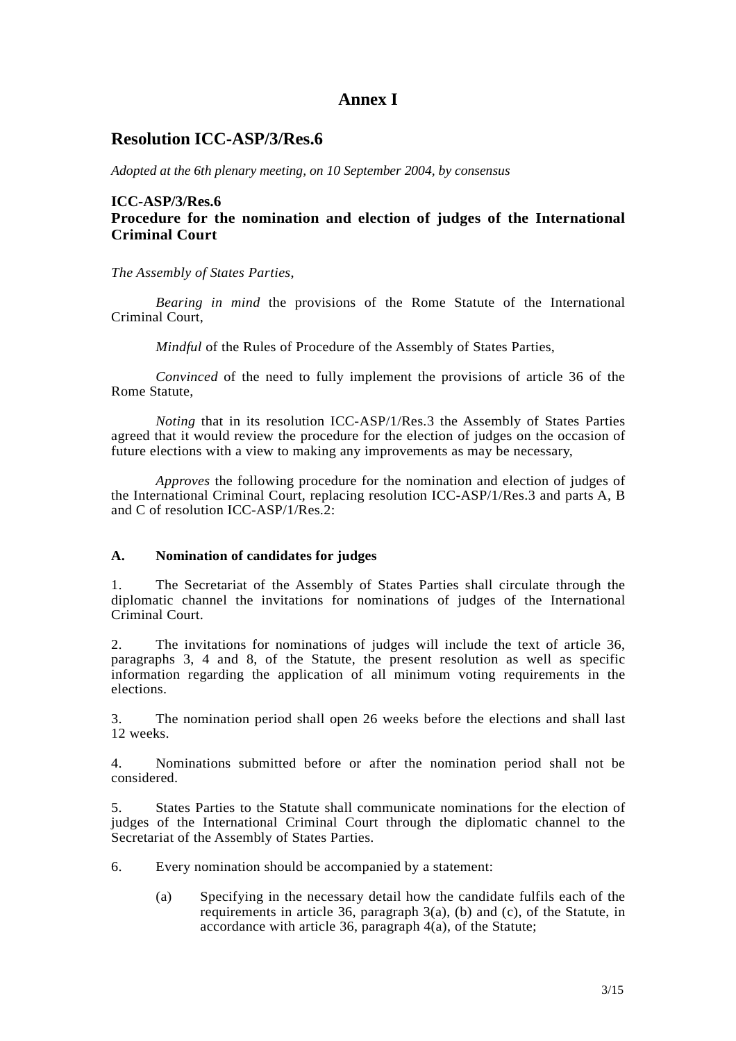# Annex I

## Resolution ICC-ASP/3/Res.6

*Adopted at the 6th plenary meeting, on 10 September 2004, by consensus*

### ICC-ASP/3/Res.6
### Procedure for the nomination and election of judges of the International Criminal Court

*The Assembly of States Parties*,

*Bearing in mind* the provisions of the Rome Statute of the International Criminal Court,

*Mindful* of the Rules of Procedure of the Assembly of States Parties,

*Convinced* of the need to fully implement the provisions of article 36 of the Rome Statute,

*Noting* that in its resolution ICC-ASP/1/Res.3 the Assembly of States Parties agreed that it would review the procedure for the election of judges on the occasion of future elections with a view to making any improvements as may be necessary,

*Approves* the following procedure for the nomination and election of judges of the International Criminal Court, replacing resolution ICC-ASP/1/Res.3 and parts A, B and C of resolution ICC-ASP/1/Res.2:

#### A. Nomination of candidates for judges

1. The Secretariat of the Assembly of States Parties shall circulate through the diplomatic channel the invitations for nominations of judges of the International Criminal Court.

2. The invitations for nominations of judges will include the text of article 36, paragraphs 3, 4 and 8, of the Statute, the present resolution as well as specific information regarding the application of all minimum voting requirements in the elections.

3. The nomination period shall open 26 weeks before the elections and shall last 12 weeks.

4. Nominations submitted before or after the nomination period shall not be considered.

5. States Parties to the Statute shall communicate nominations for the election of judges of the International Criminal Court through the diplomatic channel to the Secretariat of the Assembly of States Parties.

6. Every nomination should be accompanied by a statement:

   (a) Specifying in the necessary detail how the candidate fulfils each of the requirements in article 36, paragraph 3(a), (b) and (c), of the Statute, in accordance with article 36, paragraph 4(a), of the Statute;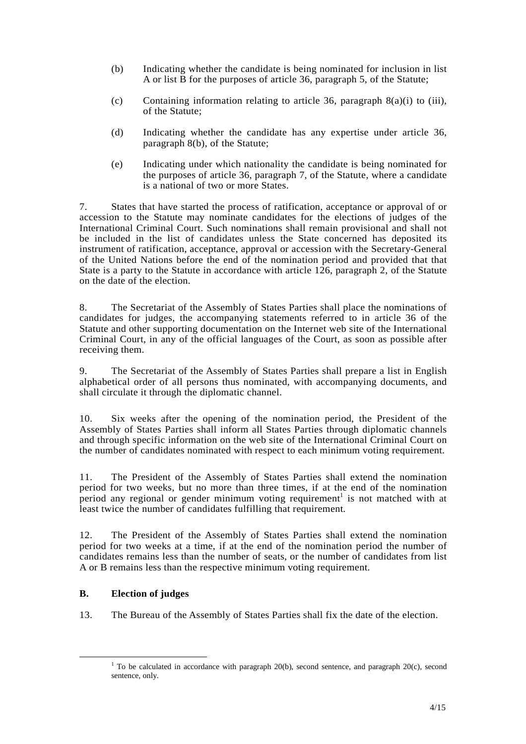(b) Indicating whether the candidate is being nominated for inclusion in list A or list B for the purposes of article 36, paragraph 5, of the Statute;

(c) Containing information relating to article 36, paragraph 8(a)(i) to (iii), of the Statute;

(d) Indicating whether the candidate has any expertise under article 36, paragraph 8(b), of the Statute;

(e) Indicating under which nationality the candidate is being nominated for the purposes of article 36, paragraph 7, of the Statute, where a candidate is a national of two or more States.

7. States that have started the process of ratification, acceptance or approval of or accession to the Statute may nominate candidates for the elections of judges of the International Criminal Court. Such nominations shall remain provisional and shall not be included in the list of candidates unless the State concerned has deposited its instrument of ratification, acceptance, approval or accession with the Secretary-General of the United Nations before the end of the nomination period and provided that that State is a party to the Statute in accordance with article 126, paragraph 2, of the Statute on the date of the election.

8. The Secretariat of the Assembly of States Parties shall place the nominations of candidates for judges, the accompanying statements referred to in article 36 of the Statute and other supporting documentation on the Internet web site of the International Criminal Court, in any of the official languages of the Court, as soon as possible after receiving them.

9. The Secretariat of the Assembly of States Parties shall prepare a list in English alphabetical order of all persons thus nominated, with accompanying documents, and shall circulate it through the diplomatic channel.

10. Six weeks after the opening of the nomination period, the President of the Assembly of States Parties shall inform all States Parties through diplomatic channels and through specific information on the web site of the International Criminal Court on the number of candidates nominated with respect to each minimum voting requirement.

11. The President of the Assembly of States Parties shall extend the nomination period for two weeks, but no more than three times, if at the end of the nomination period any regional or gender minimum voting requirement[1] is not matched with at least twice the number of candidates fulfilling that requirement.

12. The President of the Assembly of States Parties shall extend the nomination period for two weeks at a time, if at the end of the nomination period the number of candidates remains less than the number of seats, or the number of candidates from list A or B remains less than the respective minimum voting requirement.

## B. Election of judges

13. The Bureau of the Assembly of States Parties shall fix the date of the election.

[1] To be calculated in accordance with paragraph 20(b), second sentence, and paragraph 20(c), second sentence, only.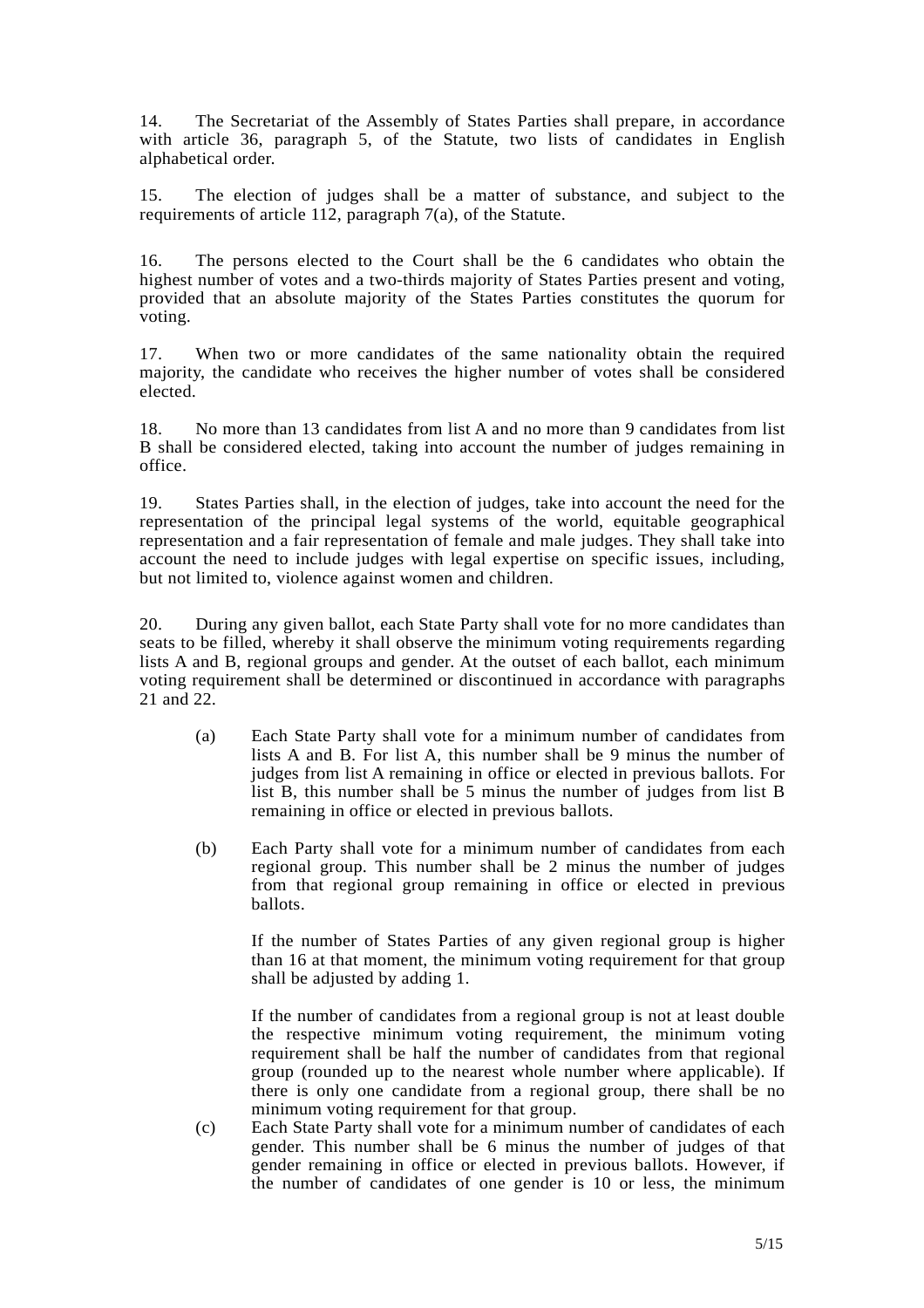14. The Secretariat of the Assembly of States Parties shall prepare, in accordance with article 36, paragraph 5, of the Statute, two lists of candidates in English alphabetical order.

15. The election of judges shall be a matter of substance, and subject to the requirements of article 112, paragraph 7(a), of the Statute.

16. The persons elected to the Court shall be the 6 candidates who obtain the highest number of votes and a two-thirds majority of States Parties present and voting, provided that an absolute majority of the States Parties constitutes the quorum for voting.

17. When two or more candidates of the same nationality obtain the required majority, the candidate who receives the higher number of votes shall be considered elected.

18. No more than 13 candidates from list A and no more than 9 candidates from list B shall be considered elected, taking into account the number of judges remaining in office.

19. States Parties shall, in the election of judges, take into account the need for the representation of the principal legal systems of the world, equitable geographical representation and a fair representation of female and male judges. They shall take into account the need to include judges with legal expertise on specific issues, including, but not limited to, violence against women and children.

20. During any given ballot, each State Party shall vote for no more candidates than seats to be filled, whereby it shall observe the minimum voting requirements regarding lists A and B, regional groups and gender. At the outset of each ballot, each minimum voting requirement shall be determined or discontinued in accordance with paragraphs 21 and 22.

(a) Each State Party shall vote for a minimum number of candidates from lists A and B. For list A, this number shall be 9 minus the number of judges from list A remaining in office or elected in previous ballots. For list B, this number shall be 5 minus the number of judges from list B remaining in office or elected in previous ballots.

(b) Each Party shall vote for a minimum number of candidates from each regional group. This number shall be 2 minus the number of judges from that regional group remaining in office or elected in previous ballots.

If the number of States Parties of any given regional group is higher than 16 at that moment, the minimum voting requirement for that group shall be adjusted by adding 1.

If the number of candidates from a regional group is not at least double the respective minimum voting requirement, the minimum voting requirement shall be half the number of candidates from that regional group (rounded up to the nearest whole number where applicable). If there is only one candidate from a regional group, there shall be no minimum voting requirement for that group.

(c) Each State Party shall vote for a minimum number of candidates of each gender. This number shall be 6 minus the number of judges of that gender remaining in office or elected in previous ballots. However, if the number of candidates of one gender is 10 or less, the minimum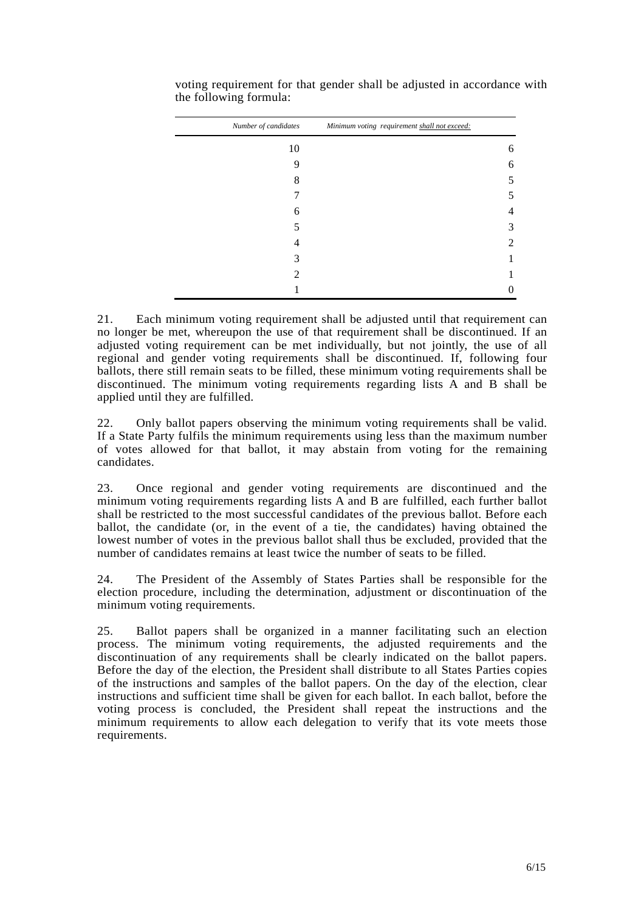voting requirement for that gender shall be adjusted in accordance with the following formula:

| *Number of candidates* | *Minimum voting requirement* *shall not exceed:* |
|---|---|
| 10 | 6 |
| 9 | 6 |
| 8 | 5 |
| 7 | 5 |
| 6 | 4 |
| 5 | 3 |
| 4 | 2 |
| 3 | 1 |
| 2 | 1 |
| 1 | 0 |

21. Each minimum voting requirement shall be adjusted until that requirement can no longer be met, whereupon the use of that requirement shall be discontinued. If an adjusted voting requirement can be met individually, but not jointly, the use of all regional and gender voting requirements shall be discontinued. If, following four ballots, there still remain seats to be filled, these minimum voting requirements shall be discontinued. The minimum voting requirements regarding lists A and B shall be applied until they are fulfilled.

22. Only ballot papers observing the minimum voting requirements shall be valid. If a State Party fulfils the minimum requirements using less than the maximum number of votes allowed for that ballot, it may abstain from voting for the remaining candidates.

23. Once regional and gender voting requirements are discontinued and the minimum voting requirements regarding lists A and B are fulfilled, each further ballot shall be restricted to the most successful candidates of the previous ballot. Before each ballot, the candidate (or, in the event of a tie, the candidates) having obtained the lowest number of votes in the previous ballot shall thus be excluded, provided that the number of candidates remains at least twice the number of seats to be filled.

24. The President of the Assembly of States Parties shall be responsible for the election procedure, including the determination, adjustment or discontinuation of the minimum voting requirements.

25. Ballot papers shall be organized in a manner facilitating such an election process. The minimum voting requirements, the adjusted requirements and the discontinuation of any requirements shall be clearly indicated on the ballot papers. Before the day of the election, the President shall distribute to all States Parties copies of the instructions and samples of the ballot papers. On the day of the election, clear instructions and sufficient time shall be given for each ballot. In each ballot, before the voting process is concluded, the President shall repeat the instructions and the minimum requirements to allow each delegation to verify that its vote meets those requirements.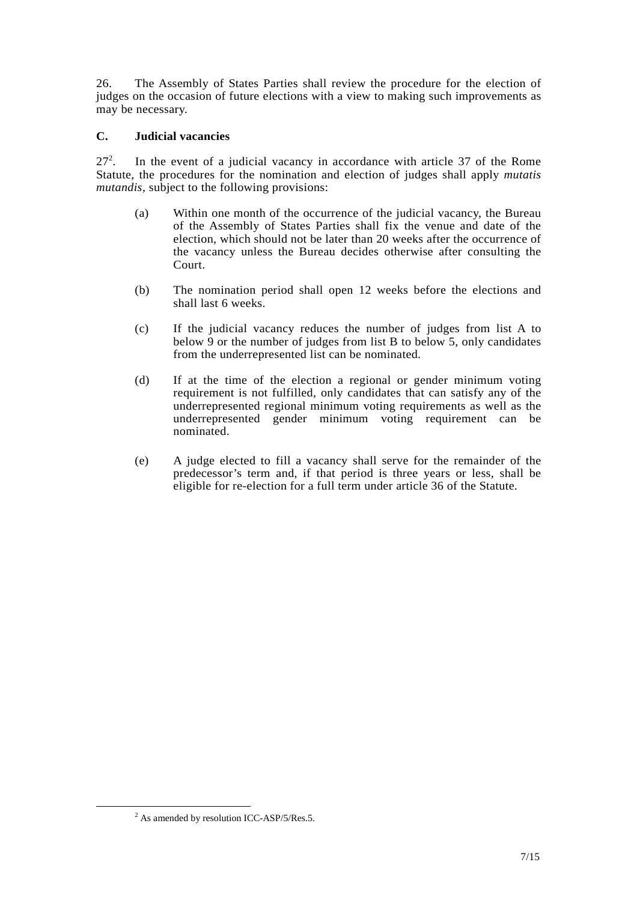26. The Assembly of States Parties shall review the procedure for the election of judges on the occasion of future elections with a view to making such improvements as may be necessary.

### C. Judicial vacancies

27[2]. In the event of a judicial vacancy in accordance with article 37 of the Rome Statute, the procedures for the nomination and election of judges shall apply *mutatis mutandis*, subject to the following provisions:

(a) Within one month of the occurrence of the judicial vacancy, the Bureau of the Assembly of States Parties shall fix the venue and date of the election, which should not be later than 20 weeks after the occurrence of the vacancy unless the Bureau decides otherwise after consulting the Court.

(b) The nomination period shall open 12 weeks before the elections and shall last 6 weeks.

(c) If the judicial vacancy reduces the number of judges from list A to below 9 or the number of judges from list B to below 5, only candidates from the underrepresented list can be nominated.

(d) If at the time of the election a regional or gender minimum voting requirement is not fulfilled, only candidates that can satisfy any of the underrepresented regional minimum voting requirements as well as the underrepresented gender minimum voting requirement can be nominated.

(e) A judge elected to fill a vacancy shall serve for the remainder of the predecessor's term and, if that period is three years or less, shall be eligible for re-election for a full term under article 36 of the Statute.

[2] As amended by resolution ICC-ASP/5/Res.5.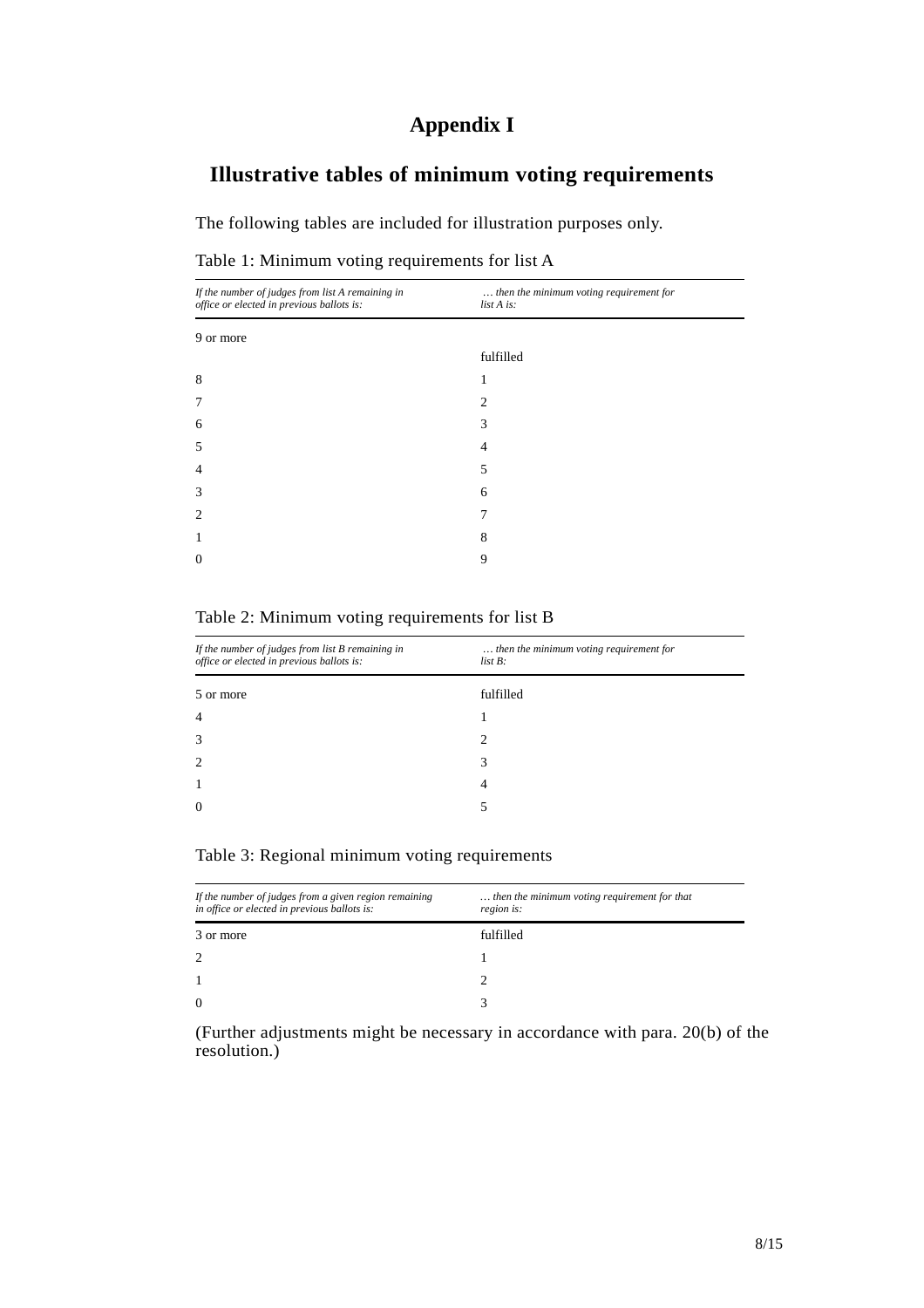# Appendix I

## Illustrative tables of minimum voting requirements

The following tables are included for illustration purposes only.

Table 1: Minimum voting requirements for list A

| *If the number of judges from list A remaining in office or elected in previous ballots is:* | *… then the minimum voting requirement for list A is:* |
|---|---|
| 9 or more | fulfilled |
| 8 | 1 |
| 7 | 2 |
| 6 | 3 |
| 5 | 4 |
| 4 | 5 |
| 3 | 6 |
| 2 | 7 |
| 1 | 8 |
| 0 | 9 |

Table 2: Minimum voting requirements for list B

| *If the number of judges from list B remaining in office or elected in previous ballots is:* | *… then the minimum voting requirement for list B:* |
|---|---|
| 5 or more | fulfilled |
| 4 | 1 |
| 3 | 2 |
| 2 | 3 |
| 1 | 4 |
| 0 | 5 |

Table 3: Regional minimum voting requirements

| *If the number of judges from a given region remaining in office or elected in previous ballots is:* | *… then the minimum voting requirement for that region is:* |
|---|---|
| 3 or more | fulfilled |
| 2 | 1 |
| 1 | 2 |
| 0 | 3 |

(Further adjustments might be necessary in accordance with para. 20(b) of the resolution.)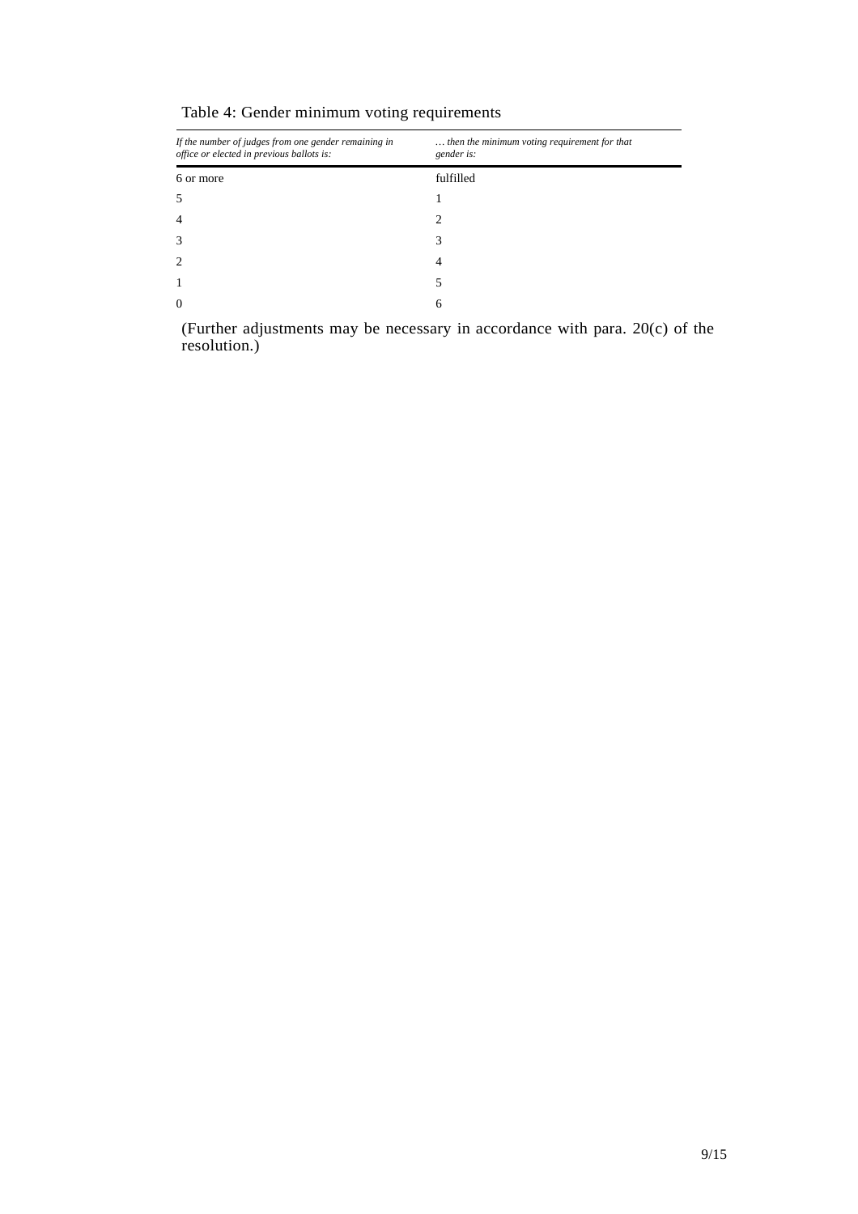Table 4: Gender minimum voting requirements

| *If the number of judges from one gender remaining in office or elected in previous ballots is:* | *… then the minimum voting requirement for that gender is:* |
|---|---|
| 6 or more | fulfilled |
| 5 | 1 |
| 4 | 2 |
| 3 | 3 |
| 2 | 4 |
| 1 | 5 |
| 0 | 6 |

(Further adjustments may be necessary in accordance with para. 20(c) of the resolution.)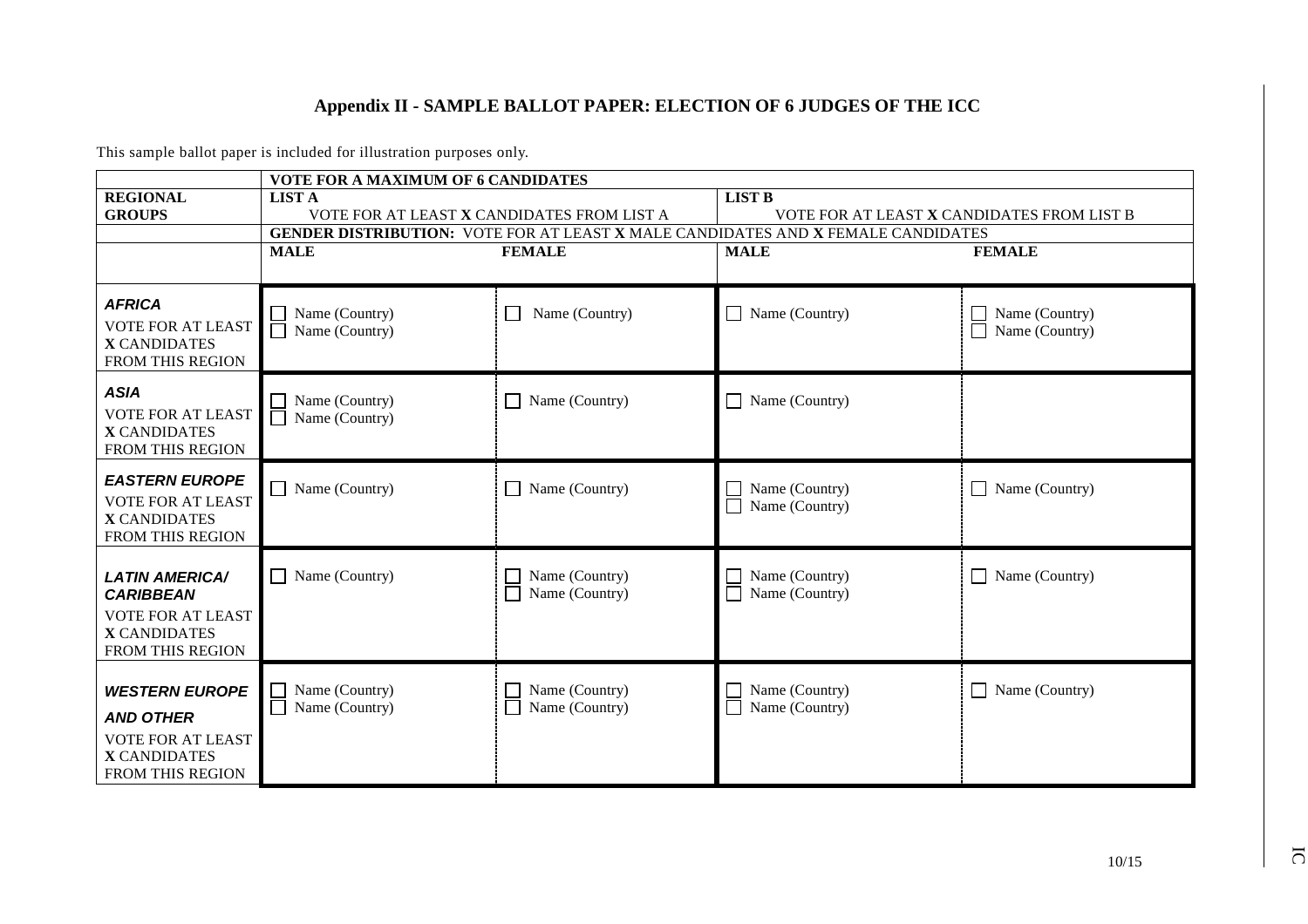## Appendix II - SAMPLE BALLOT PAPER: ELECTION OF 6 JUDGES OF THE ICC

This sample ballot paper is included for illustration purposes only.

| | **VOTE FOR A MAXIMUM OF 6 CANDIDATES** | | | |
|---|---|---|---|---|
| **REGIONAL GROUPS** | **LIST A** VOTE FOR AT LEAST **X** CANDIDATES FROM LIST A | | **LIST B** VOTE FOR AT LEAST **X** CANDIDATES FROM LIST B | |
| | **GENDER DISTRIBUTION:** VOTE FOR AT LEAST **X** MALE CANDIDATES AND **X** FEMALE CANDIDATES | | | |
| | **MALE** | **FEMALE** | **MALE** | **FEMALE** |
| ***AFRICA*** VOTE FOR AT LEAST **X** CANDIDATES FROM THIS REGION | ☐ Name (Country) ☐ Name (Country) | ☐ Name (Country) | ☐ Name (Country) | ☐ Name (Country) ☐ Name (Country) |
| ***ASIA*** VOTE FOR AT LEAST **X** CANDIDATES FROM THIS REGION | ☐ Name (Country) ☐ Name (Country) | ☐ Name (Country) | ☐ Name (Country) | |
| ***EASTERN EUROPE*** VOTE FOR AT LEAST **X** CANDIDATES FROM THIS REGION | ☐ Name (Country) | ☐ Name (Country) | ☐ Name (Country) ☐ Name (Country) | ☐ Name (Country) |
| ***LATIN AMERICA/ CARIBBEAN*** VOTE FOR AT LEAST **X** CANDIDATES FROM THIS REGION | ☐ Name (Country) | ☐ Name (Country) ☐ Name (Country) | ☐ Name (Country) ☐ Name (Country) | ☐ Name (Country) |
| ***WESTERN EUROPE AND OTHER*** VOTE FOR AT LEAST **X** CANDIDATES FROM THIS REGION | ☐ Name (Country) ☐ Name (Country) | ☐ Name (Country) ☐ Name (Country) | ☐ Name (Country) ☐ Name (Country) | ☐ Name (Country) |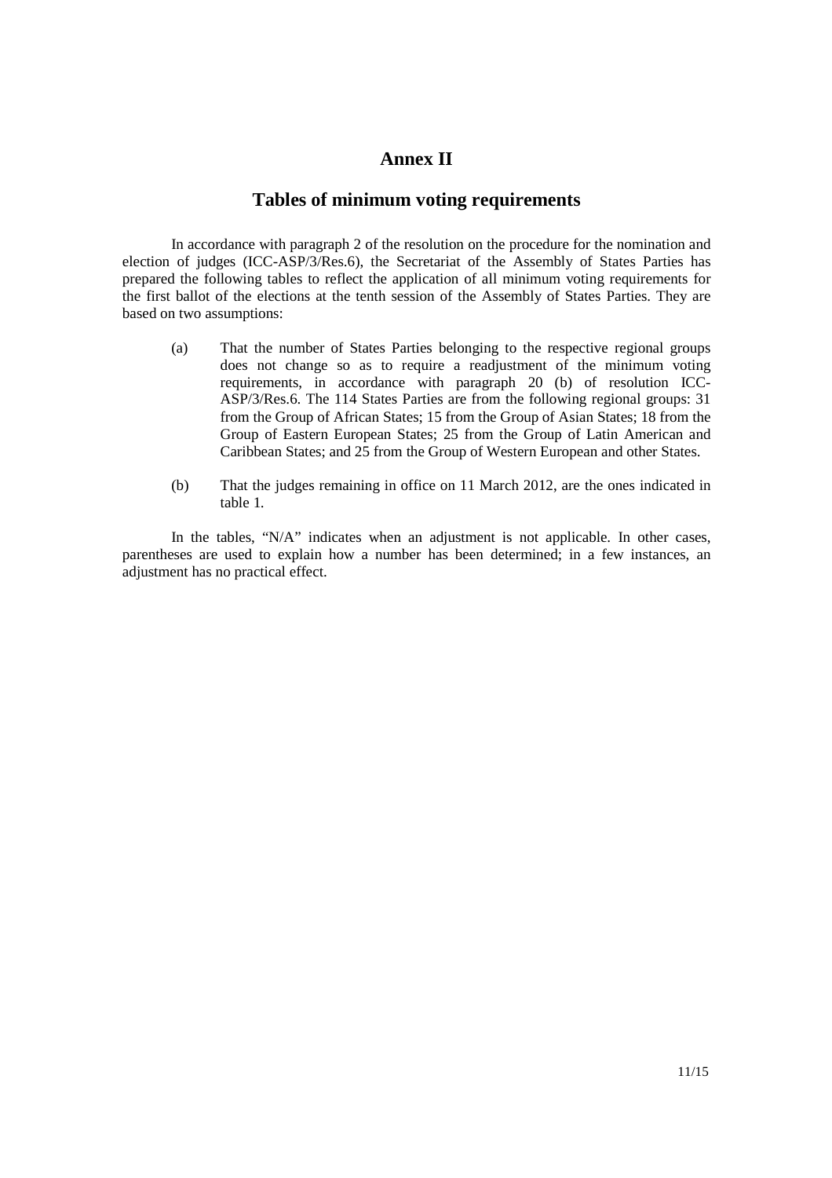# Annex II

## Tables of minimum voting requirements

In accordance with paragraph 2 of the resolution on the procedure for the nomination and election of judges (ICC-ASP/3/Res.6), the Secretariat of the Assembly of States Parties has prepared the following tables to reflect the application of all minimum voting requirements for the first ballot of the elections at the tenth session of the Assembly of States Parties. They are based on two assumptions:

(a) That the number of States Parties belonging to the respective regional groups does not change so as to require a readjustment of the minimum voting requirements, in accordance with paragraph 20 (b) of resolution ICC-ASP/3/Res.6. The 114 States Parties are from the following regional groups: 31 from the Group of African States; 15 from the Group of Asian States; 18 from the Group of Eastern European States; 25 from the Group of Latin American and Caribbean States; and 25 from the Group of Western European and other States.

(b) That the judges remaining in office on 11 March 2012, are the ones indicated in table 1.

In the tables, "N/A" indicates when an adjustment is not applicable. In other cases, parentheses are used to explain how a number has been determined; in a few instances, an adjustment has no practical effect.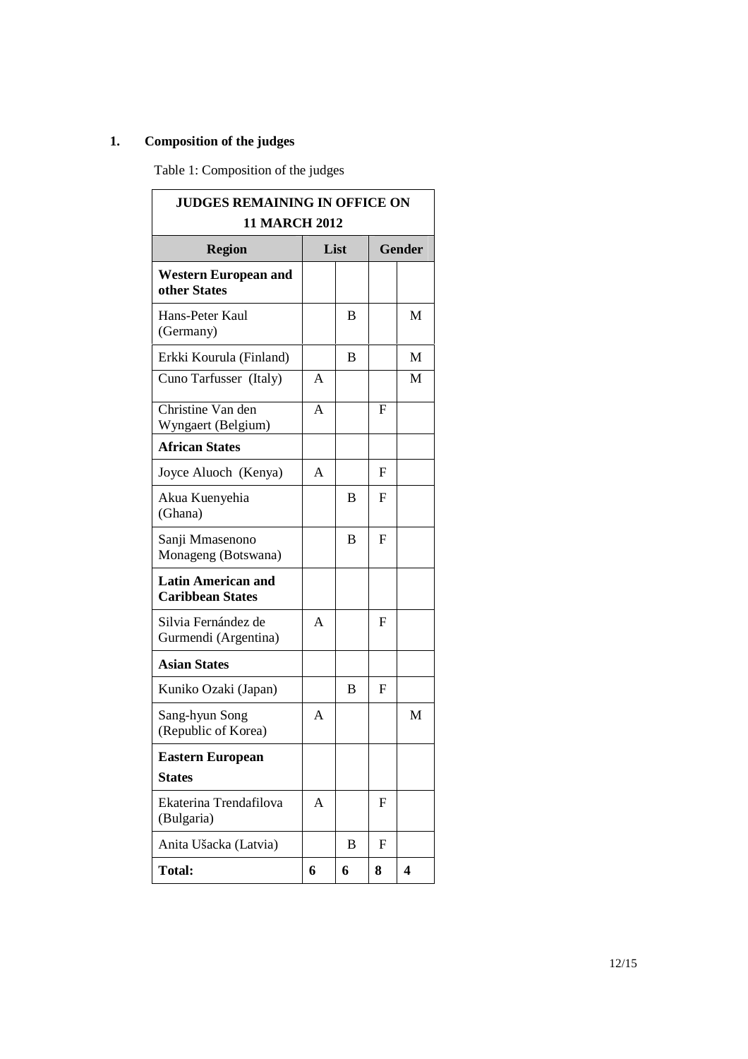## 1. Composition of the judges

Table 1: Composition of the judges

| JUDGES REMAINING IN OFFICE ON 11 MARCH 2012 | | | | |
|---|---|---|---|---|
| **Region** | **List** | | **Gender** | |
| **Western European and other States** | | | | |
| Hans-Peter Kaul (Germany) | | B | | M |
| Erkki Kourula (Finland) | | B | | M |
| Cuno Tarfusser (Italy) | A | | | M |
| Christine Van den Wyngaert (Belgium) | A | | F | |
| **African States** | | | | |
| Joyce Aluoch (Kenya) | A | | F | |
| Akua Kuenyehia (Ghana) | | B | F | |
| Sanji Mmasenono Monageng (Botswana) | | B | F | |
| **Latin American and Caribbean States** | | | | |
| Silvia Fernández de Gurmendi (Argentina) | A | | F | |
| **Asian States** | | | | |
| Kuniko Ozaki (Japan) | | B | F | |
| Sang-hyun Song (Republic of Korea) | A | | | M |
| **Eastern European States** | | | | |
| Ekaterina Trendafilova (Bulgaria) | A | | F | |
| Anita Ušacka (Latvia) | | B | F | |
| **Total:** | **6** | **6** | **8** | **4** |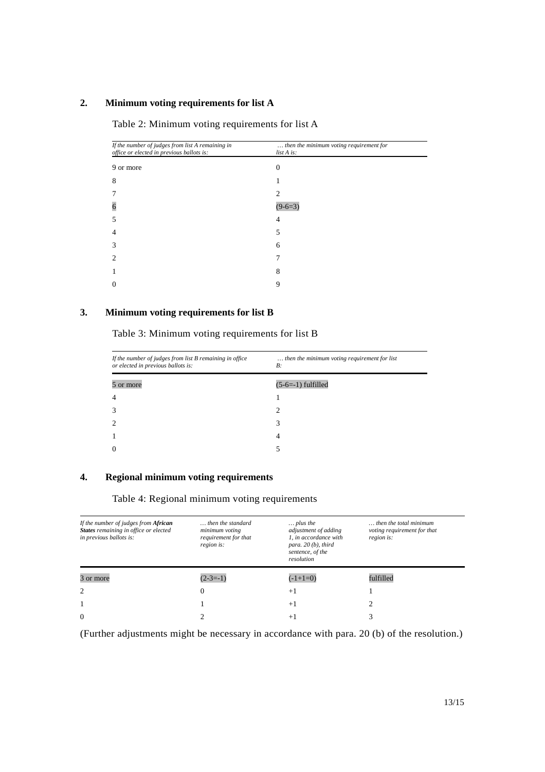## 2. Minimum voting requirements for list A

Table 2: Minimum voting requirements for list A

| *If the number of judges from list A remaining in office or elected in previous ballots is:* | *… then the minimum voting requirement for list A is:* |
|---|---|
| 9 or more | 0 |
| 8 | 1 |
| 7 | 2 |
| 6 | (9-6=3) |
| 5 | 4 |
| 4 | 5 |
| 3 | 6 |
| 2 | 7 |
| 1 | 8 |
| 0 | 9 |

## 3. Minimum voting requirements for list B

Table 3: Minimum voting requirements for list B

| *If the number of judges from list B remaining in office or elected in previous ballots is:* | *… then the minimum voting requirement for list B:* |
|---|---|
| 5 or more | (5-6=-1) fulfilled |
| 4 | 1 |
| 3 | 2 |
| 2 | 3 |
| 1 | 4 |
| 0 | 5 |

## 4. Regional minimum voting requirements

Table 4: Regional minimum voting requirements

| *If the number of judges from **African States** remaining in office or elected in previous ballots is:* | *… then the standard minimum voting requirement for that region is:* | *… plus the adjustment of adding 1, in accordance with para. 20 (b), third sentence, of the resolution* | *… then the total minimum voting requirement for that region is:* |
|---|---|---|---|
| 3 or more | (2-3=-1) | (-1+1=0) | fulfilled |
| 2 | 0 | +1 | 1 |
| 1 | 1 | +1 | 2 |
| 0 | 2 | +1 | 3 |

(Further adjustments might be necessary in accordance with para. 20 (b) of the resolution.)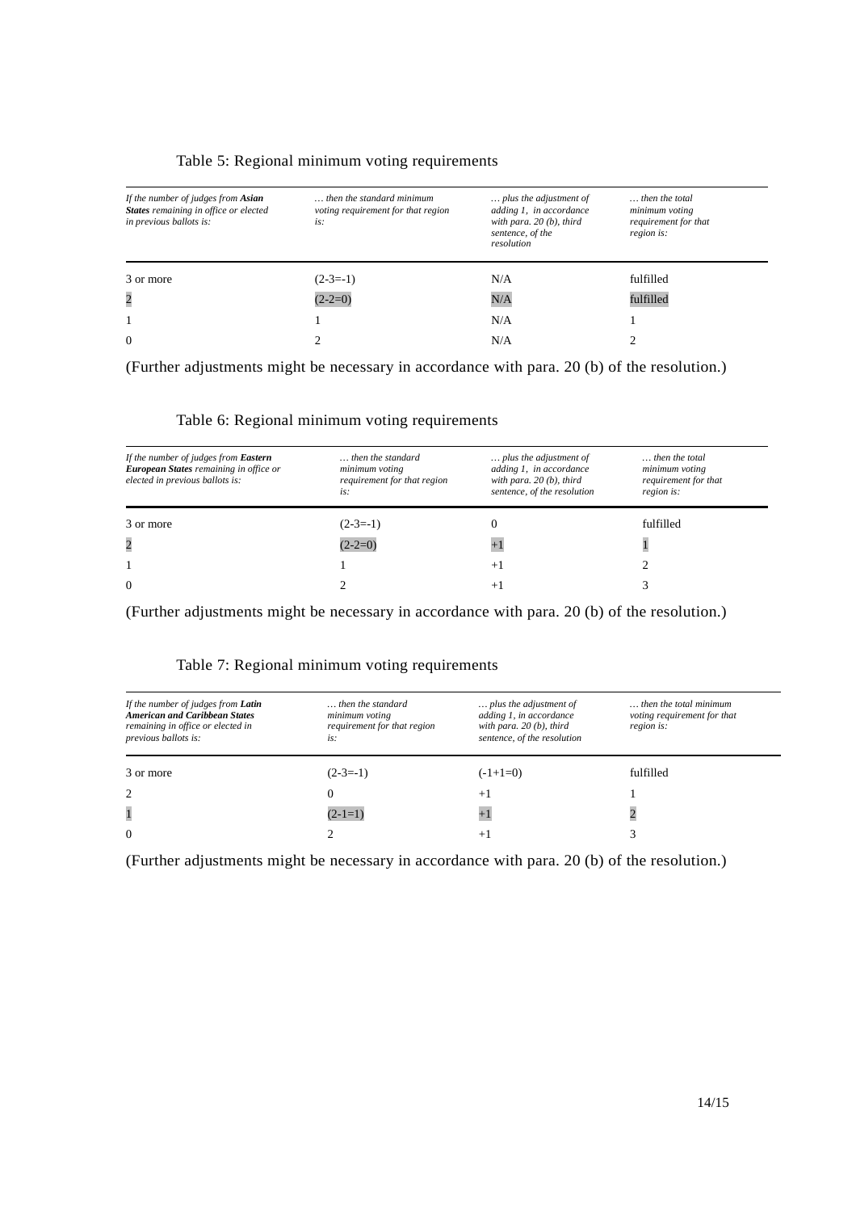Table 5: Regional minimum voting requirements

| *If the number of judges from **Asian States** remaining in office or elected in previous ballots is:* | *… then the standard minimum voting requirement for that region is:* | *… plus the adjustment of adding 1, in accordance with para. 20 (b), third sentence, of the resolution* | *… then the total minimum voting requirement for that region is:* |
|---|---|---|---|
| 3 or more | (2-3=-1) | N/A | fulfilled |
| 2 | (2-2=0) | N/A | fulfilled |
| 1 | 1 | N/A | 1 |
| 0 | 2 | N/A | 2 |

(Further adjustments might be necessary in accordance with para. 20 (b) of the resolution.)

Table 6: Regional minimum voting requirements

| *If the number of judges from **Eastern European States** remaining in office or elected in previous ballots is:* | *… then the standard minimum voting requirement for that region is:* | *… plus the adjustment of adding 1, in accordance with para. 20 (b), third sentence, of the resolution* | *… then the total minimum voting requirement for that region is:* |
|---|---|---|---|
| 3 or more | (2-3=-1) | 0 | fulfilled |
| 2 | (2-2=0) | +1 | 1 |
| 1 | 1 | +1 | 2 |
| 0 | 2 | +1 | 3 |

(Further adjustments might be necessary in accordance with para. 20 (b) of the resolution.)

Table 7: Regional minimum voting requirements

| *If the number of judges from **Latin American and Caribbean States** remaining in office or elected in previous ballots is:* | *… then the standard minimum voting requirement for that region is:* | *… plus the adjustment of adding 1, in accordance with para. 20 (b), third sentence, of the resolution* | *… then the total minimum voting requirement for that region is:* |
|---|---|---|---|
| 3 or more | (2-3=-1) | (-1+1=0) | fulfilled |
| 2 | 0 | +1 | 1 |
| 1 | (2-1=1) | +1 | 2 |
| 0 | 2 | +1 | 3 |

(Further adjustments might be necessary in accordance with para. 20 (b) of the resolution.)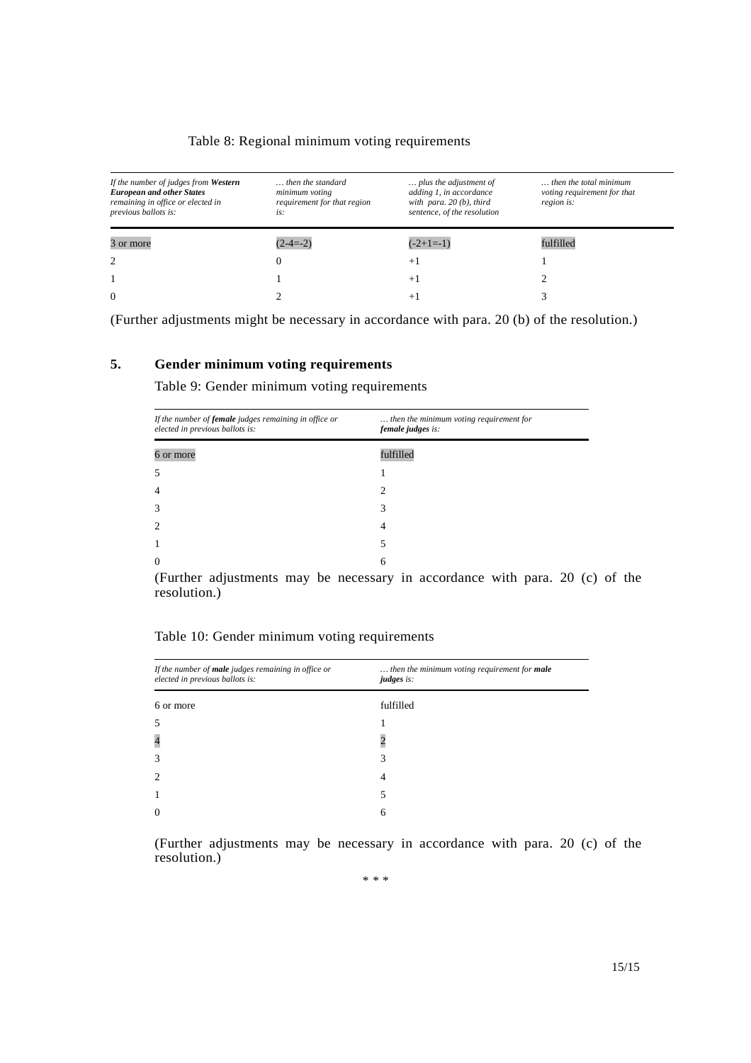Table 8: Regional minimum voting requirements

| *If the number of judges from **Western European and other States** remaining in office or elected in previous ballots is:* | *… then the standard minimum voting requirement for that region is:* | *… plus the adjustment of adding 1, in accordance with para. 20 (b), third sentence, of the resolution* | *… then the total minimum voting requirement for that region is:* |
|---|---|---|---|
| 3 or more | (2-4=-2) | (-2+1=-1) | fulfilled |
| 2 | 0 | +1 | 1 |
| 1 | 1 | +1 | 2 |
| 0 | 2 | +1 | 3 |

(Further adjustments might be necessary in accordance with para. 20 (b) of the resolution.)

## 5. Gender minimum voting requirements

Table 9: Gender minimum voting requirements

| *If the number of **female** judges remaining in office or elected in previous ballots is:* | *… then the minimum voting requirement for **female judges** is:* |
|---|---|
| 6 or more | fulfilled |
| 5 | 1 |
| 4 | 2 |
| 3 | 3 |
| 2 | 4 |
| 1 | 5 |
| 0 | 6 |

(Further adjustments may be necessary in accordance with para. 20 (c) of the resolution.)

Table 10: Gender minimum voting requirements

| *If the number of **male** judges remaining in office or elected in previous ballots is:* | *… then the minimum voting requirement for **male judges** is:* |
|---|---|
| 6 or more | fulfilled |
| 5 | 1 |
| 4 | 2 |
| 3 | 3 |
| 2 | 4 |
| 1 | 5 |
| 0 | 6 |

(Further adjustments may be necessary in accordance with para. 20 (c) of the resolution.)

\* \* \*